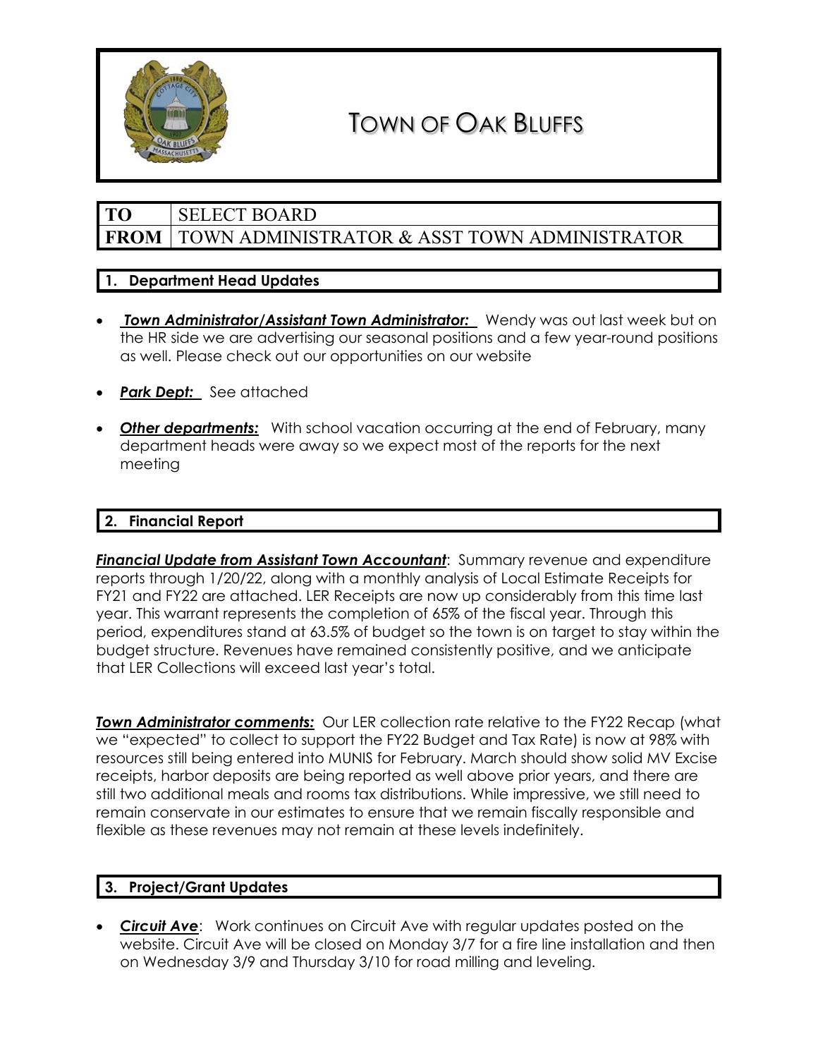# TOWN OF OAK BLUFFS

| | |
|---|---|
| **TO** | SELECT BOARD |
| **FROM** | TOWN ADMINISTRATOR & ASST TOWN ADMINISTRATOR |

## 1. Department Head Updates

- ***Town Administrator/Assistant Town Administrator:*** Wendy was out last week but on the HR side we are advertising our seasonal positions and a few year-round positions as well. Please check out our opportunities on our website
- ***Park Dept:*** See attached
- ***Other departments:*** With school vacation occurring at the end of February, many department heads were away so we expect most of the reports for the next meeting

## 2. Financial Report

***Financial Update from Assistant Town Accountant***: Summary revenue and expenditure reports through 1/20/22, along with a monthly analysis of Local Estimate Receipts for FY21 and FY22 are attached. LER Receipts are now up considerably from this time last year. This warrant represents the completion of 65% of the fiscal year. Through this period, expenditures stand at 63.5% of budget so the town is on target to stay within the budget structure. Revenues have remained consistently positive, and we anticipate that LER Collections will exceed last year's total.

***Town Administrator comments:*** Our LER collection rate relative to the FY22 Recap (what we "expected" to collect to support the FY22 Budget and Tax Rate) is now at 98% with resources still being entered into MUNIS for February. March should show solid MV Excise receipts, harbor deposits are being reported as well above prior years, and there are still two additional meals and rooms tax distributions. While impressive, we still need to remain conservate in our estimates to ensure that we remain fiscally responsible and flexible as these revenues may not remain at these levels indefinitely.

## 3. Project/Grant Updates

- ***Circuit Ave***: Work continues on Circuit Ave with regular updates posted on the website. Circuit Ave will be closed on Monday 3/7 for a fire line installation and then on Wednesday 3/9 and Thursday 3/10 for road milling and leveling.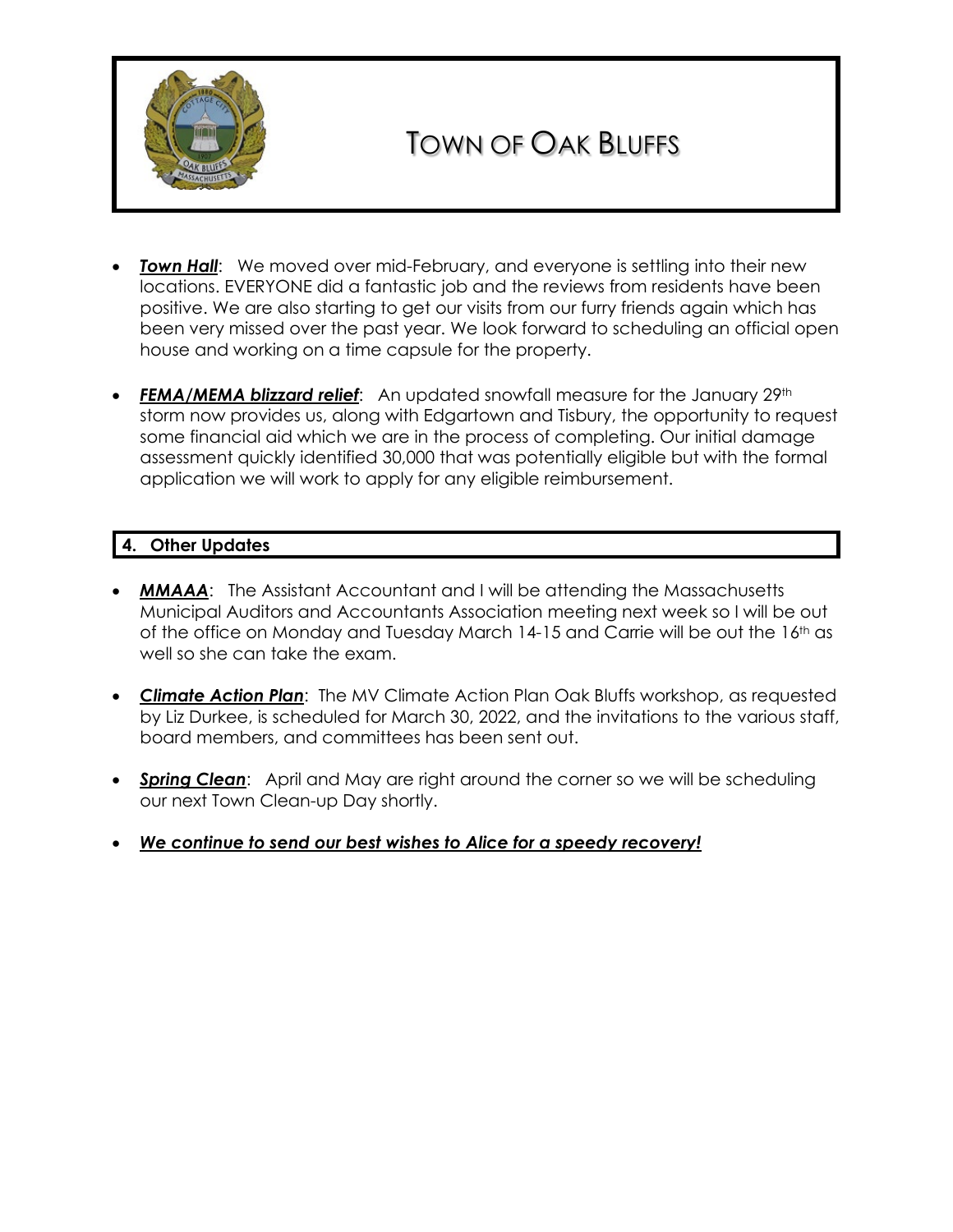# TOWN OF OAK BLUFFS

- ***Town Hall***: We moved over mid-February, and everyone is settling into their new locations. EVERYONE did a fantastic job and the reviews from residents have been positive. We are also starting to get our visits from our furry friends again which has been very missed over the past year. We look forward to scheduling an official open house and working on a time capsule for the property.

- ***FEMA/MEMA blizzard relief***: An updated snowfall measure for the January 29th storm now provides us, along with Edgartown and Tisbury, the opportunity to request some financial aid which we are in the process of completing. Our initial damage assessment quickly identified 30,000 that was potentially eligible but with the formal application we will work to apply for any eligible reimbursement.

## 4. Other Updates

- ***MMAAA***: The Assistant Accountant and I will be attending the Massachusetts Municipal Auditors and Accountants Association meeting next week so I will be out of the office on Monday and Tuesday March 14-15 and Carrie will be out the 16th as well so she can take the exam.

- ***Climate Action Plan***: The MV Climate Action Plan Oak Bluffs workshop, as requested by Liz Durkee, is scheduled for March 30, 2022, and the invitations to the various staff, board members, and committees has been sent out.

- ***Spring Clean***: April and May are right around the corner so we will be scheduling our next Town Clean-up Day shortly.

- ***We continue to send our best wishes to Alice for a speedy recovery!***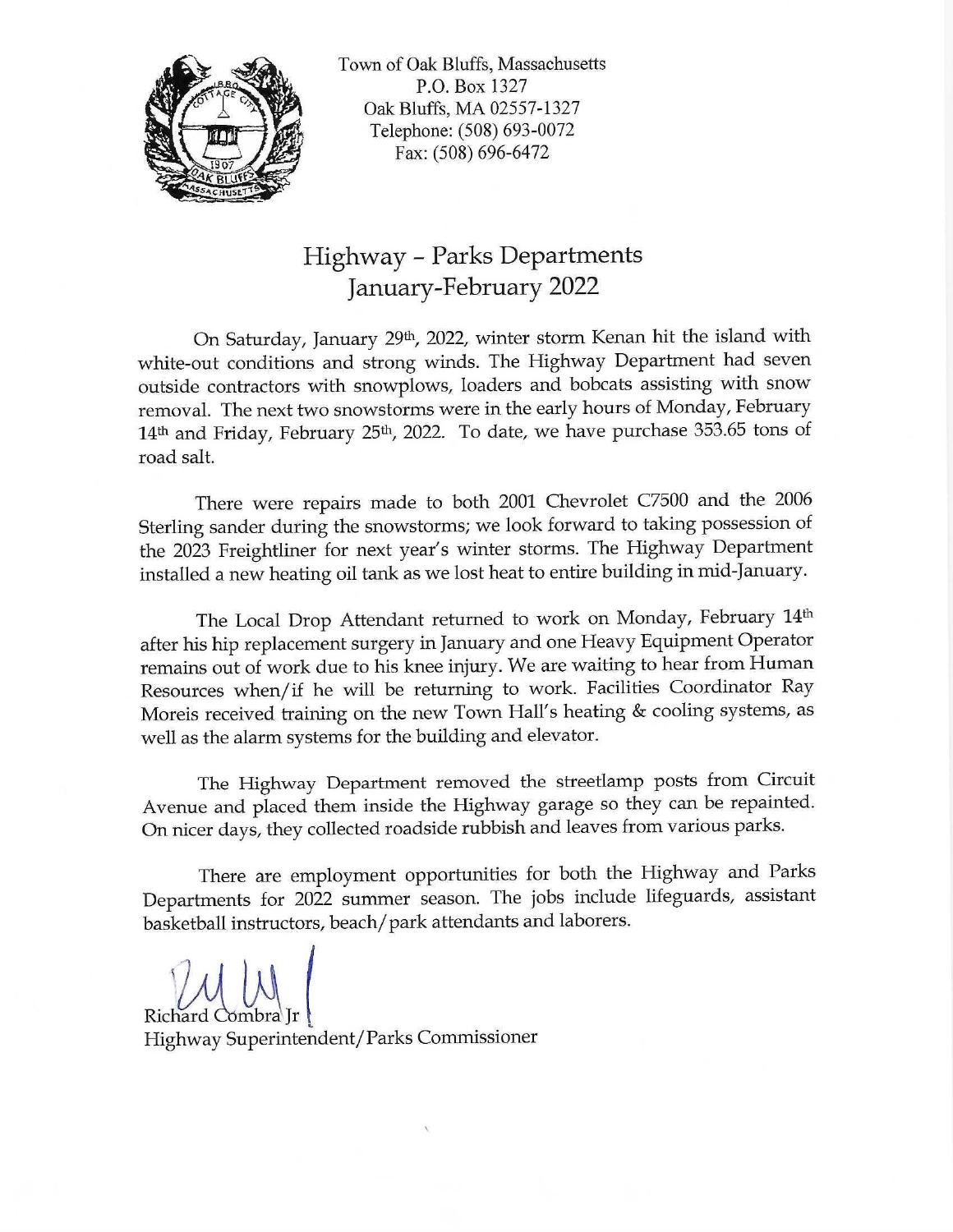Town of Oak Bluffs, Massachusetts
P.O. Box 1327
Oak Bluffs, MA 02557-1327
Telephone: (508) 693-0072
Fax: (508) 696-6472

# Highway – Parks Departments
## January-February 2022

On Saturday, January 29th, 2022, winter storm Kenan hit the island with white-out conditions and strong winds. The Highway Department had seven outside contractors with snowplows, loaders and bobcats assisting with snow removal. The next two snowstorms were in the early hours of Monday, February 14th and Friday, February 25th, 2022. To date, we have purchase 353.65 tons of road salt.

There were repairs made to both 2001 Chevrolet C7500 and the 2006 Sterling sander during the snowstorms; we look forward to taking possession of the 2023 Freightliner for next year's winter storms. The Highway Department installed a new heating oil tank as we lost heat to entire building in mid-January.

The Local Drop Attendant returned to work on Monday, February 14th after his hip replacement surgery in January and one Heavy Equipment Operator remains out of work due to his knee injury. We are waiting to hear from Human Resources when/if he will be returning to work. Facilities Coordinator Ray Moreis received training on the new Town Hall's heating & cooling systems, as well as the alarm systems for the building and elevator.

The Highway Department removed the streetlamp posts from Circuit Avenue and placed them inside the Highway garage so they can be repainted. On nicer days, they collected roadside rubbish and leaves from various parks.

There are employment opportunities for both the Highway and Parks Departments for 2022 summer season. The jobs include lifeguards, assistant basketball instructors, beach/park attendants and laborers.

Richard Combra Jr
Highway Superintendent/Parks Commissioner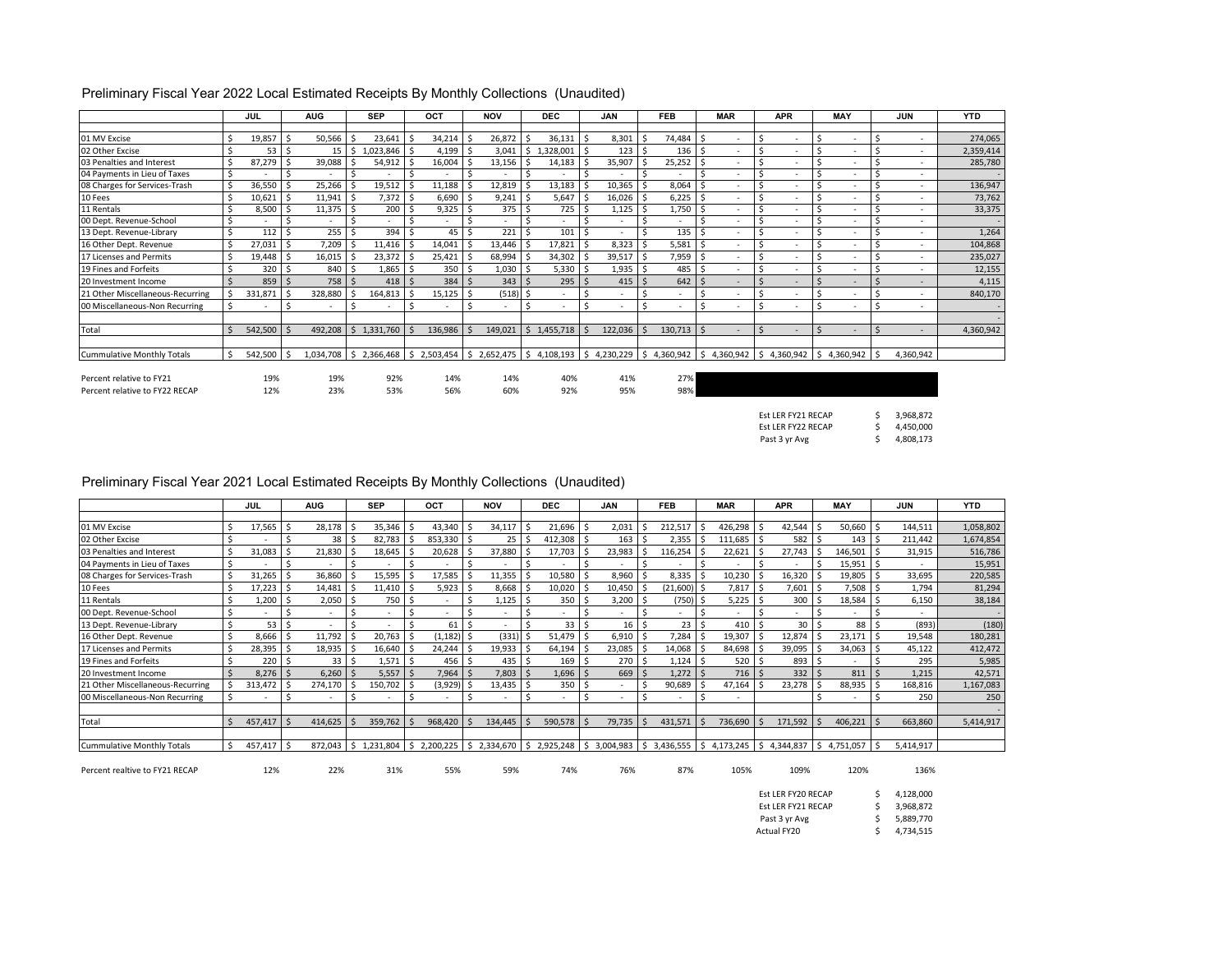## Preliminary Fiscal Year 2022 Local Estimated Receipts By Monthly Collections (Unaudited)

| | JUL | AUG | SEP | OCT | NOV | DEC | JAN | FEB | MAR | APR | MAY | JUN | YTD |
|---|---|---|---|---|---|---|---|---|---|---|---|---|---|
| 01 MV Excise | $ 19,857 | $ 50,566 | $ 23,641 | $ 34,214 | $ 26,872 | $ 36,131 | $ 8,301 | $ 74,484 | $ - | $ - | $ - | $ - | 274,065 |
| 02 Other Excise | $ 53 | $ 15 | $ 1,023,846 | $ 4,199 | $ 3,041 | $ 1,328,001 | $ 123 | $ 136 | $ - | $ - | $ - | $ - | 2,359,414 |
| 03 Penalties and Interest | $ 87,279 | $ 39,088 | $ 54,912 | $ 16,004 | $ 13,156 | $ 14,183 | $ 35,907 | $ 25,252 | $ - | $ - | $ - | $ - | 285,780 |
| 04 Payments in Lieu of Taxes | $ - | $ - | $ - | $ - | $ - | $ - | $ - | $ - | $ - | $ - | $ - | $ - | - |
| 08 Charges for Services-Trash | $ 36,550 | $ 25,266 | $ 19,512 | $ 11,188 | $ 12,819 | $ 13,183 | $ 10,365 | $ 8,064 | $ - | $ - | $ - | $ - | 136,947 |
| 10 Fees | $ 10,621 | $ 11,941 | $ 7,372 | $ 6,690 | $ 9,241 | $ 5,647 | $ 16,026 | $ 6,225 | $ - | $ - | $ - | $ - | 73,762 |
| 11 Rentals | $ 8,500 | $ 11,375 | $ 200 | $ 9,325 | $ 375 | $ 725 | $ 1,125 | $ 1,750 | $ - | $ - | $ - | $ - | 33,375 |
| 00 Dept. Revenue-School | $ - | $ - | $ - | $ - | $ - | $ - | $ - | $ - | $ - | $ - | $ - | $ - | - |
| 13 Dept. Revenue-Library | $ 112 | $ 255 | $ 394 | $ 45 | $ 221 | $ 101 | $ - | $ 135 | $ - | $ - | $ - | $ - | 1,264 |
| 16 Other Dept. Revenue | $ 27,031 | $ 7,209 | $ 11,416 | $ 14,041 | $ 13,446 | $ 17,821 | $ 8,323 | $ 5,581 | $ - | $ - | $ - | $ - | 104,868 |
| 17 Licenses and Permits | $ 19,448 | $ 16,015 | $ 23,372 | $ 25,421 | $ 68,994 | $ 34,302 | $ 39,517 | $ 7,959 | $ - | $ - | $ - | $ - | 235,027 |
| 19 Fines and Forfeits | $ 320 | $ 840 | $ 1,865 | $ 350 | $ 1,030 | $ 5,330 | $ 1,935 | $ 485 | $ - | $ - | $ - | $ - | 12,155 |
| 20 Investment Income | $ 859 | $ 758 | $ 418 | $ 384 | $ 343 | $ 295 | $ 415 | $ 642 | $ - | $ - | $ - | $ - | 4,115 |
| 21 Other Miscellaneous-Recurring | $ 331,871 | $ 328,880 | $ 164,813 | $ 15,125 | $ (518) | $ - | $ - | $ - | $ - | $ - | $ - | $ - | 840,170 |
| 00 Miscellaneous-Non Recurring | $ - | $ - | $ - | $ - | $ - | $ - | $ - | $ - | $ - | $ - | $ - | $ - | - |
| | | | | | | | | | | | | | - |
| Total | $ 542,500 | $ 492,208 | $ 1,331,760 | $ 136,986 | $ 149,021 | $ 1,455,718 | $ 122,036 | $ 130,713 | $ - | $ - | $ - | $ - | 4,360,942 |
| Cummulative Monthly Totals | $ 542,500 | $ 1,034,708 | $ 2,366,468 | $ 2,503,454 | $ 2,652,475 | $ 4,108,193 | $ 4,230,229 | $ 4,360,942 | $ 4,360,942 | $ 4,360,942 | $ 4,360,942 | $ 4,360,942 | |
| Percent relative to FY21 | 19% | 19% | 92% | 14% | 14% | 40% | 41% | 27% | | | | | |
| Percent relative to FY22 RECAP | 12% | 23% | 53% | 56% | 60% | 92% | 95% | 98% | | | | | |

| | |
|---|---|
| Est LER FY21 RECAP | $ 3,968,872 |
| Est LER FY22 RECAP | $ 4,450,000 |
| Past 3 yr Avg | $ 4,808,173 |

## Preliminary Fiscal Year 2021 Local Estimated Receipts By Monthly Collections (Unaudited)

| | JUL | AUG | SEP | OCT | NOV | DEC | JAN | FEB | MAR | APR | MAY | JUN | YTD |
|---|---|---|---|---|---|---|---|---|---|---|---|---|---|
| 01 MV Excise | $ 17,565 | $ 28,178 | $ 35,346 | $ 43,340 | $ 34,117 | $ 21,696 | $ 2,031 | $ 212,517 | $ 426,298 | $ 42,544 | $ 50,660 | $ 144,511 | 1,058,802 |
| 02 Other Excise | $ - | $ 38 | $ 82,783 | $ 853,330 | $ 25 | $ 412,308 | $ 163 | $ 2,355 | $ 111,685 | $ 582 | $ 143 | $ 211,442 | 1,674,854 |
| 03 Penalties and Interest | $ 31,083 | $ 21,830 | $ 18,645 | $ 20,628 | $ 37,880 | $ 17,703 | $ 23,983 | $ 116,254 | $ 22,621 | $ 27,743 | $ 146,501 | $ 31,915 | 516,786 |
| 04 Payments in Lieu of Taxes | $ - | $ - | $ - | $ - | $ - | $ - | $ - | $ - | $ - | $ - | $ 15,951 | $ - | 15,951 |
| 08 Charges for Services-Trash | $ 31,265 | $ 36,860 | $ 15,595 | $ 17,585 | $ 11,355 | $ 10,580 | $ 8,960 | $ 8,335 | $ 10,230 | $ 16,320 | $ 19,805 | $ 33,695 | 220,585 |
| 10 Fees | $ 17,223 | $ 14,481 | $ 11,410 | $ 5,923 | $ 8,668 | $ 10,020 | $ 10,450 | $ (21,600) | $ 7,817 | $ 7,601 | $ 7,508 | $ 1,794 | 81,294 |
| 11 Rentals | $ 1,200 | $ 2,050 | $ 750 | $ - | $ 1,125 | $ 350 | $ 3,200 | $ (750) | $ 5,225 | $ 300 | $ 18,584 | $ 6,150 | 38,184 |
| 00 Dept. Revenue-School | $ - | $ - | $ - | $ - | $ - | $ - | $ - | $ - | $ - | $ - | $ - | $ - | - |
| 13 Dept. Revenue-Library | $ 53 | $ - | $ - | $ 61 | $ - | $ 33 | $ 16 | $ 23 | $ 410 | $ 30 | $ 88 | $ (893) | (180) |
| 16 Other Dept. Revenue | $ 8,666 | $ 11,792 | $ 20,763 | $ (1,182) | $ (331) | $ 51,479 | $ 6,910 | $ 7,284 | $ 19,307 | $ 12,874 | $ 23,171 | $ 19,548 | 180,281 |
| 17 Licenses and Permits | $ 28,395 | $ 18,935 | $ 16,640 | $ 24,244 | $ 19,933 | $ 64,194 | $ 23,085 | $ 14,068 | $ 84,698 | $ 39,095 | $ 34,063 | $ 45,122 | 412,472 |
| 19 Fines and Forfeits | $ 220 | $ 33 | $ 1,571 | $ 456 | $ 435 | $ 169 | $ 270 | $ 1,124 | $ 520 | $ 893 | $ - | $ 295 | 5,985 |
| 20 Investment Income | $ 8,276 | $ 6,260 | $ 5,557 | $ 7,964 | $ 7,803 | $ 1,696 | $ 669 | $ 1,272 | $ 716 | $ 332 | $ 811 | $ 1,215 | 42,571 |
| 21 Other Miscellaneous-Recurring | $ 313,472 | $ 274,170 | $ 150,702 | $ (3,929) | $ 13,435 | $ 350 | $ - | $ 90,689 | $ 47,164 | $ 23,278 | $ 88,935 | $ 168,816 | 1,167,083 |
| 00 Miscellaneous-Non Recurring | $ - | $ - | $ - | $ - | $ - | $ - | $ - | $ - | $ - | | $ - | $ 250 | 250 |
| | | | | | | | | | | | | | - |
| Total | $ 457,417 | $ 414,625 | $ 359,762 | $ 968,420 | $ 134,445 | $ 590,578 | $ 79,735 | $ 431,571 | $ 736,690 | $ 171,592 | $ 406,221 | $ 663,860 | 5,414,917 |
| Cummulative Monthly Totals | $ 457,417 | $ 872,043 | $ 1,231,804 | $ 2,200,225 | $ 2,334,670 | $ 2,925,248 | $ 3,004,983 | $ 3,436,555 | $ 4,173,245 | $ 4,344,837 | $ 4,751,057 | $ 5,414,917 | |
| Percent realtive to FY21 RECAP | 12% | 22% | 31% | 55% | 59% | 74% | 76% | 87% | 105% | 109% | 120% | 136% | |

| | |
|---|---|
| Est LER FY20 RECAP | $ 4,128,000 |
| Est LER FY21 RECAP | $ 3,968,872 |
| Past 3 yr Avg | $ 5,889,770 |
| Actual FY20 | $ 4,734,515 |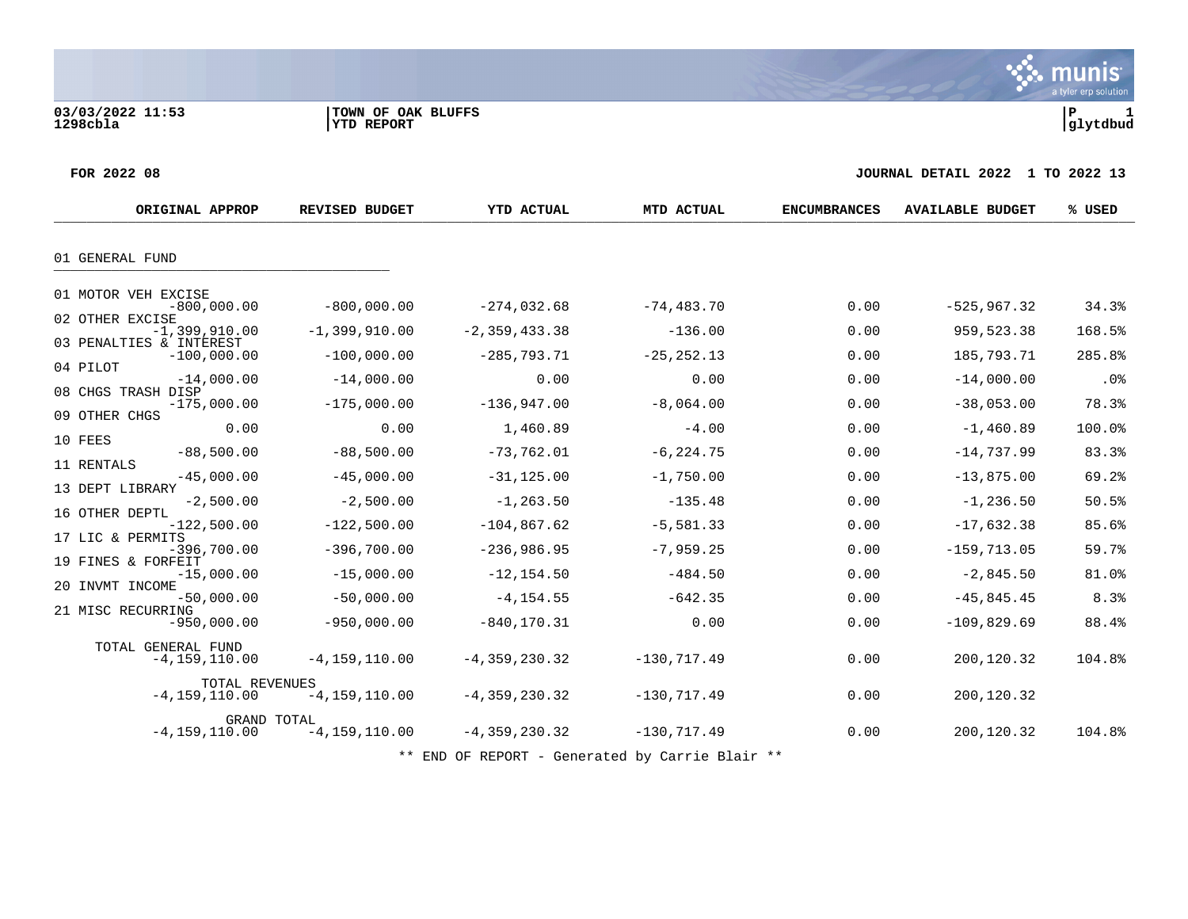03/03/2022 11:53 | TOWN OF OAK BLUFFS | P 1
1298cbla | YTD REPORT | glytdbud

FOR 2022 08 JOURNAL DETAIL 2022 1 TO 2022 13

| | ORIGINAL APPROP | REVISED BUDGET | YTD ACTUAL | MTD ACTUAL | ENCUMBRANCES | AVAILABLE BUDGET | % USED |
|---|---|---|---|---|---|---|---|
| **01 GENERAL FUND** | | | | | | | |
| 01 MOTOR VEH EXCISE | -800,000.00 | -800,000.00 | -274,032.68 | -74,483.70 | 0.00 | -525,967.32 | 34.3% |
| 02 OTHER EXCISE | -1,399,910.00 | -1,399,910.00 | -2,359,433.38 | -136.00 | 0.00 | 959,523.38 | 168.5% |
| 03 PENALTIES & INTEREST | -100,000.00 | -100,000.00 | -285,793.71 | -25,252.13 | 0.00 | 185,793.71 | 285.8% |
| 04 PILOT | -14,000.00 | -14,000.00 | 0.00 | 0.00 | 0.00 | -14,000.00 | .0% |
| 08 CHGS TRASH DISP | -175,000.00 | -175,000.00 | -136,947.00 | -8,064.00 | 0.00 | -38,053.00 | 78.3% |
| 09 OTHER CHGS | 0.00 | 0.00 | 1,460.89 | -4.00 | 0.00 | -1,460.89 | 100.0% |
| 10 FEES | -88,500.00 | -88,500.00 | -73,762.01 | -6,224.75 | 0.00 | -14,737.99 | 83.3% |
| 11 RENTALS | -45,000.00 | -45,000.00 | -31,125.00 | -1,750.00 | 0.00 | -13,875.00 | 69.2% |
| 13 DEPT LIBRARY | -2,500.00 | -2,500.00 | -1,263.50 | -135.48 | 0.00 | -1,236.50 | 50.5% |
| 16 OTHER DEPTL | -122,500.00 | -122,500.00 | -104,867.62 | -5,581.33 | 0.00 | -17,632.38 | 85.6% |
| 17 LIC & PERMITS | -396,700.00 | -396,700.00 | -236,986.95 | -7,959.25 | 0.00 | -159,713.05 | 59.7% |
| 19 FINES & FORFEIT | -15,000.00 | -15,000.00 | -12,154.50 | -484.50 | 0.00 | -2,845.50 | 81.0% |
| 20 INVMT INCOME | -50,000.00 | -50,000.00 | -4,154.55 | -642.35 | 0.00 | -45,845.45 | 8.3% |
| 21 MISC RECURRING | -950,000.00 | -950,000.00 | -840,170.31 | 0.00 | 0.00 | -109,829.69 | 88.4% |
| TOTAL GENERAL FUND | -4,159,110.00 | -4,159,110.00 | -4,359,230.32 | -130,717.49 | 0.00 | 200,120.32 | 104.8% |
| TOTAL REVENUES | -4,159,110.00 | -4,159,110.00 | -4,359,230.32 | -130,717.49 | 0.00 | 200,120.32 | |
| GRAND TOTAL | -4,159,110.00 | -4,159,110.00 | -4,359,230.32 | -130,717.49 | 0.00 | 200,120.32 | 104.8% |

** END OF REPORT - Generated by Carrie Blair **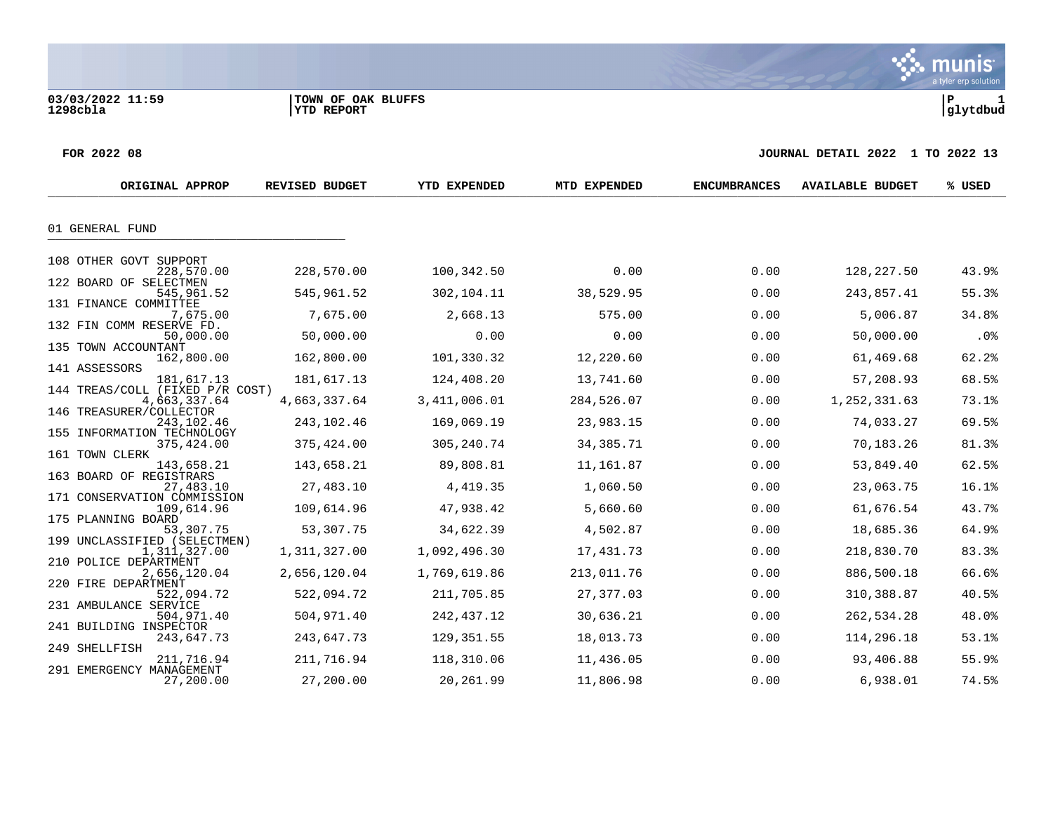**03/03/2022 11:59** | **TOWN OF OAK BLUFFS** | **P 1**
**1298cbla** | **YTD REPORT** | **glytdbud**

**FOR 2022 08** | **JOURNAL DETAIL 2022 1 TO 2022 13**

| | ORIGINAL APPROP | REVISED BUDGET | YTD EXPENDED | MTD EXPENDED | ENCUMBRANCES | AVAILABLE BUDGET | % USED |
|---|---|---|---|---|---|---|---|
| **01 GENERAL FUND** | | | | | | | |
| 108 OTHER GOVT SUPPORT | 228,570.00 | 228,570.00 | 100,342.50 | 0.00 | 0.00 | 128,227.50 | 43.9% |
| 122 BOARD OF SELECTMEN | 545,961.52 | 545,961.52 | 302,104.11 | 38,529.95 | 0.00 | 243,857.41 | 55.3% |
| 131 FINANCE COMMITTEE | 7,675.00 | 7,675.00 | 2,668.13 | 575.00 | 0.00 | 5,006.87 | 34.8% |
| 132 FIN COMM RESERVE FD. | 50,000.00 | 50,000.00 | 0.00 | 0.00 | 0.00 | 50,000.00 | .0% |
| 135 TOWN ACCOUNTANT | 162,800.00 | 162,800.00 | 101,330.32 | 12,220.60 | 0.00 | 61,469.68 | 62.2% |
| 141 ASSESSORS | 181,617.13 | 181,617.13 | 124,408.20 | 13,741.60 | 0.00 | 57,208.93 | 68.5% |
| 144 TREAS/COLL (FIXED P/R COST) | 4,663,337.64 | 4,663,337.64 | 3,411,006.01 | 284,526.07 | 0.00 | 1,252,331.63 | 73.1% |
| 146 TREASURER/COLLECTOR | 243,102.46 | 243,102.46 | 169,069.19 | 23,983.15 | 0.00 | 74,033.27 | 69.5% |
| 155 INFORMATION TECHNOLOGY | 375,424.00 | 375,424.00 | 305,240.74 | 34,385.71 | 0.00 | 70,183.26 | 81.3% |
| 161 TOWN CLERK | 143,658.21 | 143,658.21 | 89,808.81 | 11,161.87 | 0.00 | 53,849.40 | 62.5% |
| 163 BOARD OF REGISTRARS | 27,483.10 | 27,483.10 | 4,419.35 | 1,060.50 | 0.00 | 23,063.75 | 16.1% |
| 171 CONSERVATION COMMISSION | 109,614.96 | 109,614.96 | 47,938.42 | 5,660.60 | 0.00 | 61,676.54 | 43.7% |
| 175 PLANNING BOARD | 53,307.75 | 53,307.75 | 34,622.39 | 4,502.87 | 0.00 | 18,685.36 | 64.9% |
| 199 UNCLASSIFIED (SELECTMEN) | 1,311,327.00 | 1,311,327.00 | 1,092,496.30 | 17,431.73 | 0.00 | 218,830.70 | 83.3% |
| 210 POLICE DEPARTMENT | 2,656,120.04 | 2,656,120.04 | 1,769,619.86 | 213,011.76 | 0.00 | 886,500.18 | 66.6% |
| 220 FIRE DEPARTMENT | 522,094.72 | 522,094.72 | 211,705.85 | 27,377.03 | 0.00 | 310,388.87 | 40.5% |
| 231 AMBULANCE SERVICE | 504,971.40 | 504,971.40 | 242,437.12 | 30,636.21 | 0.00 | 262,534.28 | 48.0% |
| 241 BUILDING INSPECTOR | 243,647.73 | 243,647.73 | 129,351.55 | 18,013.73 | 0.00 | 114,296.18 | 53.1% |
| 249 SHELLFISH | 211,716.94 | 211,716.94 | 118,310.06 | 11,436.05 | 0.00 | 93,406.88 | 55.9% |
| 291 EMERGENCY MANAGEMENT | 27,200.00 | 27,200.00 | 20,261.99 | 11,806.98 | 0.00 | 6,938.01 | 74.5% |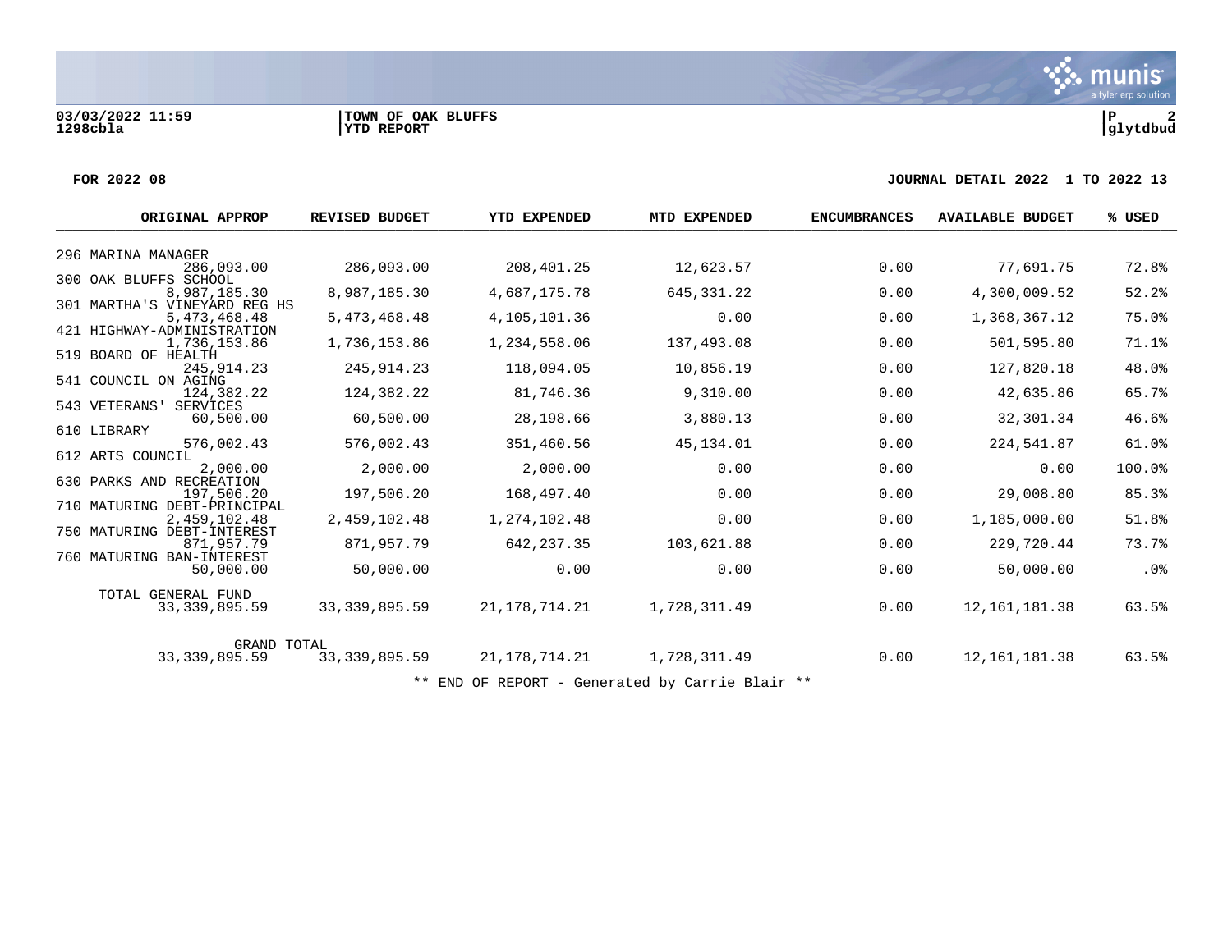03/03/2022 11:59 | TOWN OF OAK BLUFFS
1298cbla | YTD REPORT

FOR 2022 08 | JOURNAL DETAIL 2022 1 TO 2022 13

| | ORIGINAL APPROP | REVISED BUDGET | YTD EXPENDED | MTD EXPENDED | ENCUMBRANCES | AVAILABLE BUDGET | % USED |
|---|---|---|---|---|---|---|---|
| 296 MARINA MANAGER | 286,093.00 | 286,093.00 | 208,401.25 | 12,623.57 | 0.00 | 77,691.75 | 72.8% |
| 300 OAK BLUFFS SCHOOL | 8,987,185.30 | 8,987,185.30 | 4,687,175.78 | 645,331.22 | 0.00 | 4,300,009.52 | 52.2% |
| 301 MARTHA'S VINEYARD REG HS | 5,473,468.48 | 5,473,468.48 | 4,105,101.36 | 0.00 | 0.00 | 1,368,367.12 | 75.0% |
| 421 HIGHWAY-ADMINISTRATION | 1,736,153.86 | 1,736,153.86 | 1,234,558.06 | 137,493.08 | 0.00 | 501,595.80 | 71.1% |
| 519 BOARD OF HEALTH | 245,914.23 | 245,914.23 | 118,094.05 | 10,856.19 | 0.00 | 127,820.18 | 48.0% |
| 541 COUNCIL ON AGING | 124,382.22 | 124,382.22 | 81,746.36 | 9,310.00 | 0.00 | 42,635.86 | 65.7% |
| 543 VETERANS' SERVICES | 60,500.00 | 60,500.00 | 28,198.66 | 3,880.13 | 0.00 | 32,301.34 | 46.6% |
| 610 LIBRARY | 576,002.43 | 576,002.43 | 351,460.56 | 45,134.01 | 0.00 | 224,541.87 | 61.0% |
| 612 ARTS COUNCIL | 2,000.00 | 2,000.00 | 2,000.00 | 0.00 | 0.00 | 0.00 | 100.0% |
| 630 PARKS AND RECREATION | 197,506.20 | 197,506.20 | 168,497.40 | 0.00 | 0.00 | 29,008.80 | 85.3% |
| 710 MATURING DEBT-PRINCIPAL | 2,459,102.48 | 2,459,102.48 | 1,274,102.48 | 0.00 | 0.00 | 1,185,000.00 | 51.8% |
| 750 MATURING DEBT-INTEREST | 871,957.79 | 871,957.79 | 642,237.35 | 103,621.88 | 0.00 | 229,720.44 | 73.7% |
| 760 MATURING BAN-INTEREST | 50,000.00 | 50,000.00 | 0.00 | 0.00 | 0.00 | 50,000.00 | .0% |
| TOTAL GENERAL FUND | 33,339,895.59 | 33,339,895.59 | 21,178,714.21 | 1,728,311.49 | 0.00 | 12,161,181.38 | 63.5% |
| GRAND TOTAL | 33,339,895.59 | 33,339,895.59 | 21,178,714.21 | 1,728,311.49 | 0.00 | 12,161,181.38 | 63.5% |

** END OF REPORT - Generated by Carrie Blair **